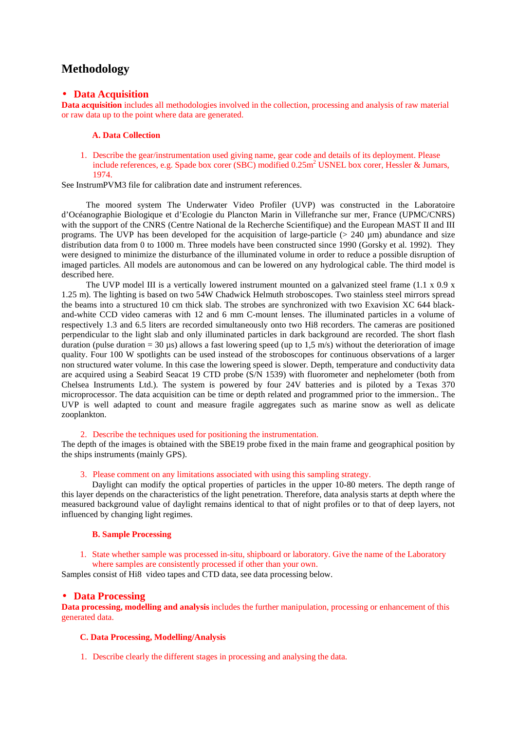# Methodology

- **Data Acquisition**

**Data acquisition** includes all methodologies involved in the collection, processing and analysis of raw material or raw data up to the point where data are generated.

### A. Data Collection

1. Describe the gear/instrumentation used giving name, gear code and details of its deployment. Please include references, e.g. Spade box corer (SBC) modified 0.25m$^2$ USNEL box corer, Hessler & Jumars, 1974.

See InstrumPVM3 file for calibration date and instrument references.

The moored system The Underwater Video Profiler (UVP) was constructed in the Laboratoire d'Océanographie Biologique et d'Ecologie du Plancton Marin in Villefranche sur mer, France (UPMC/CNRS) with the support of the CNRS (Centre National de la Recherche Scientifique) and the European MAST II and III programs. The UVP has been developed for the acquisition of large-particle (> 240 µm) abundance and size distribution data from 0 to 1000 m. Three models have been constructed since 1990 (Gorsky et al. 1992). They were designed to minimize the disturbance of the illuminated volume in order to reduce a possible disruption of imaged particles. All models are autonomous and can be lowered on any hydrological cable. The third model is described here.

The UVP model III is a vertically lowered instrument mounted on a galvanized steel frame (1.1 x 0.9 x 1.25 m). The lighting is based on two 54W Chadwick Helmuth stroboscopes. Two stainless steel mirrors spread the beams into a structured 10 cm thick slab. The strobes are synchronized with two Exavision XC 644 black-and-white CCD video cameras with 12 and 6 mm C-mount lenses. The illuminated particles in a volume of respectively 1.3 and 6.5 liters are recorded simultaneously onto two Hi8 recorders. The cameras are positioned perpendicular to the light slab and only illuminated particles in dark background are recorded. The short flash duration (pulse duration = 30 µs) allows a fast lowering speed (up to 1,5 m/s) without the deterioration of image quality. Four 100 W spotlights can be used instead of the stroboscopes for continuous observations of a larger non structured water volume. In this case the lowering speed is slower. Depth, temperature and conductivity data are acquired using a Seabird Seacat 19 CTD probe (S/N 1539) with fluorometer and nephelometer (both from Chelsea Instruments Ltd.). The system is powered by four 24V batteries and is piloted by a Texas 370 microprocessor. The data acquisition can be time or depth related and programmed prior to the immersion.. The UVP is well adapted to count and measure fragile aggregates such as marine snow as well as delicate zooplankton.

2. Describe the techniques used for positioning the instrumentation.

The depth of the images is obtained with the SBE19 probe fixed in the main frame and geographical position by the ships instruments (mainly GPS).

3. Please comment on any limitations associated with using this sampling strategy.

Daylight can modify the optical properties of particles in the upper 10-80 meters. The depth range of this layer depends on the characteristics of the light penetration. Therefore, data analysis starts at depth where the measured background value of daylight remains identical to that of night profiles or to that of deep layers, not influenced by changing light regimes.

### B. Sample Processing

1. State whether sample was processed in-situ, shipboard or laboratory. Give the name of the Laboratory where samples are consistently processed if other than your own.

Samples consist of Hi8 video tapes and CTD data, see data processing below.

- **Data Processing**

**Data processing, modelling and analysis** includes the further manipulation, processing or enhancement of this generated data.

### C. Data Processing, Modelling/Analysis

1. Describe clearly the different stages in processing and analysing the data.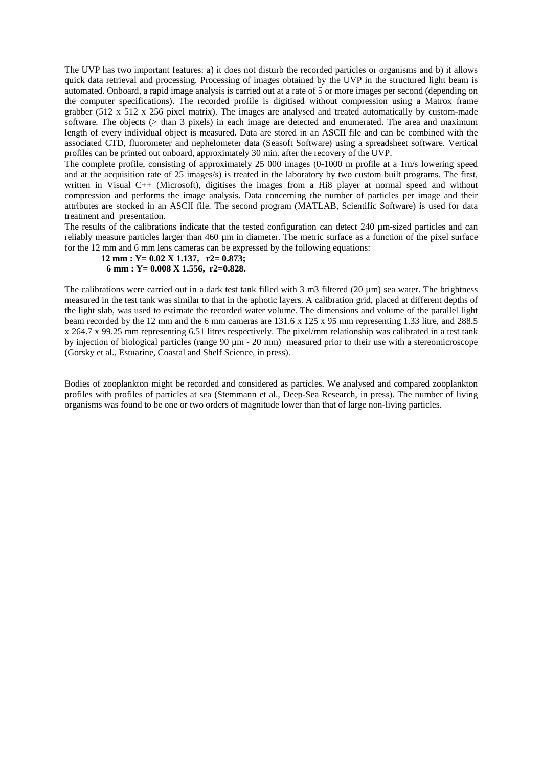The UVP has two important features: a) it does not disturb the recorded particles or organisms and b) it allows quick data retrieval and processing. Processing of images obtained by the UVP in the structured light beam is automated. Onboard, a rapid image analysis is carried out at a rate of 5 or more images per second (depending on the computer specifications). The recorded profile is digitised without compression using a Matrox frame grabber (512 x 512 x 256 pixel matrix). The images are analysed and treated automatically by custom-made software. The objects (> than 3 pixels) in each image are detected and enumerated. The area and maximum length of every individual object is measured. Data are stored in an ASCII file and can be combined with the associated CTD, fluorometer and nephelometer data (Seasoft Software) using a spreadsheet software. Vertical profiles can be printed out onboard, approximately 30 min. after the recovery of the UVP.

The complete profile, consisting of approximately 25 000 images (0-1000 m profile at a 1m/s lowering speed and at the acquisition rate of 25 images/s) is treated in the laboratory by two custom built programs. The first, written in Visual C++ (Microsoft), digitises the images from a Hi8 player at normal speed and without compression and performs the image analysis. Data concerning the number of particles per image and their attributes are stocked in an ASCII file. The second program (MATLAB, Scientific Software) is used for data treatment and presentation.

The results of the calibrations indicate that the tested configuration can detect 240 µm-sized particles and can reliably measure particles larger than 460 µm in diameter. The metric surface as a function of the pixel surface for the 12 mm and 6 mm lens cameras can be expressed by the following equations:

**12 mm : $Y= 0.02\ X^{1.137}$, $r^2= 0.873$;**

**6 mm : $Y= 0.008\ X^{1.556}$, $r^2=0.828$.**

The calibrations were carried out in a dark test tank filled with 3 $m^3$ filtered (20 µm) sea water. The brightness measured in the test tank was similar to that in the aphotic layers. A calibration grid, placed at different depths of the light slab, was used to estimate the recorded water volume. The dimensions and volume of the parallel light beam recorded by the 12 mm and the 6 mm cameras are 131.6 x 125 x 95 mm representing 1.33 litre, and 288.5 x 264.7 x 99.25 mm representing 6.51 litres respectively. The pixel/mm relationship was calibrated in a test tank by injection of biological particles (range 90 µm - 20 mm) measured prior to their use with a stereomicroscope (Gorsky et al., Estuarine, Coastal and Shelf Science, in press).

Bodies of zooplankton might be recorded and considered as particles. We analysed and compared zooplankton profiles with profiles of particles at sea (Stemmann et al., Deep-Sea Research, in press). The number of living organisms was found to be one or two orders of magnitude lower than that of large non-living particles.